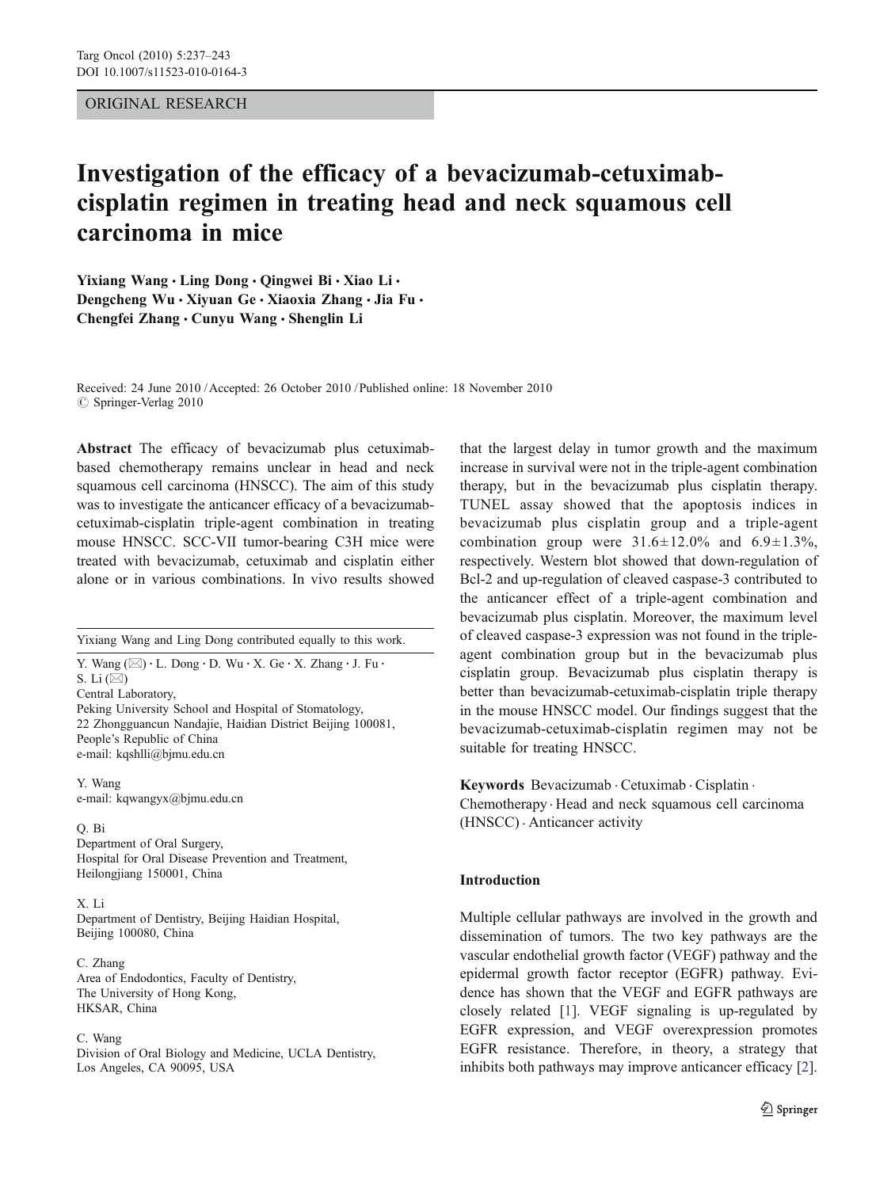ORIGINAL RESEARCH

# Investigation of the efficacy of a bevacizumab-cetuximab-cisplatin regimen in treating head and neck squamous cell carcinoma in mice

Yixiang Wang · Ling Dong · Qingwei Bi · Xiao Li · Dengcheng Wu · Xiyuan Ge · Xiaoxia Zhang · Jia Fu · Chengfei Zhang · Cunyu Wang · Shenglin Li

Received: 24 June 2010 / Accepted: 26 October 2010 / Published online: 18 November 2010
© Springer-Verlag 2010

**Abstract** The efficacy of bevacizumab plus cetuximab-based chemotherapy remains unclear in head and neck squamous cell carcinoma (HNSCC). The aim of this study was to investigate the anticancer efficacy of a bevacizumab-cetuximab-cisplatin triple-agent combination in treating mouse HNSCC. SCC-VII tumor-bearing C3H mice were treated with bevacizumab, cetuximab and cisplatin either alone or in various combinations. In vivo results showed that the largest delay in tumor growth and the maximum increase in survival were not in the triple-agent combination therapy, but in the bevacizumab plus cisplatin therapy. TUNEL assay showed that the apoptosis indices in bevacizumab plus cisplatin group and a triple-agent combination group were 31.6±12.0% and 6.9±1.3%, respectively. Western blot showed that down-regulation of Bcl-2 and up-regulation of cleaved caspase-3 contributed to the anticancer effect of a triple-agent combination and bevacizumab plus cisplatin. Moreover, the maximum level of cleaved caspase-3 expression was not found in the triple-agent combination group but in the bevacizumab plus cisplatin group. Bevacizumab plus cisplatin therapy is better than bevacizumab-cetuximab-cisplatin triple therapy in the mouse HNSCC model. Our findings suggest that the bevacizumab-cetuximab-cisplatin regimen may not be suitable for treating HNSCC.

**Keywords** Bevacizumab · Cetuximab · Cisplatin · Chemotherapy · Head and neck squamous cell carcinoma (HNSCC) · Anticancer activity

Yixiang Wang and Ling Dong contributed equally to this work.

Y. Wang (✉) · L. Dong · D. Wu · X. Ge · X. Zhang · J. Fu · S. Li (✉)
Central Laboratory,
Peking University School and Hospital of Stomatology,
22 Zhongguancun Nandajie, Haidian District Beijing 100081,
People's Republic of China
e-mail: kqshlli@bjmu.edu.cn

Y. Wang
e-mail: kqwangyx@bjmu.edu.cn

Q. Bi
Department of Oral Surgery,
Hospital for Oral Disease Prevention and Treatment,
Heilongjiang 150001, China

X. Li
Department of Dentistry, Beijing Haidian Hospital,
Beijing 100080, China

C. Zhang
Area of Endodontics, Faculty of Dentistry,
The University of Hong Kong,
HKSAR, China

C. Wang
Division of Oral Biology and Medicine, UCLA Dentistry,
Los Angeles, CA 90095, USA

## Introduction

Multiple cellular pathways are involved in the growth and dissemination of tumors. The two key pathways are the vascular endothelial growth factor (VEGF) pathway and the epidermal growth factor receptor (EGFR) pathway. Evidence has shown that the VEGF and EGFR pathways are closely related [1]. VEGF signaling is up-regulated by EGFR expression, and VEGF overexpression promotes EGFR resistance. Therefore, in theory, a strategy that inhibits both pathways may improve anticancer efficacy [2].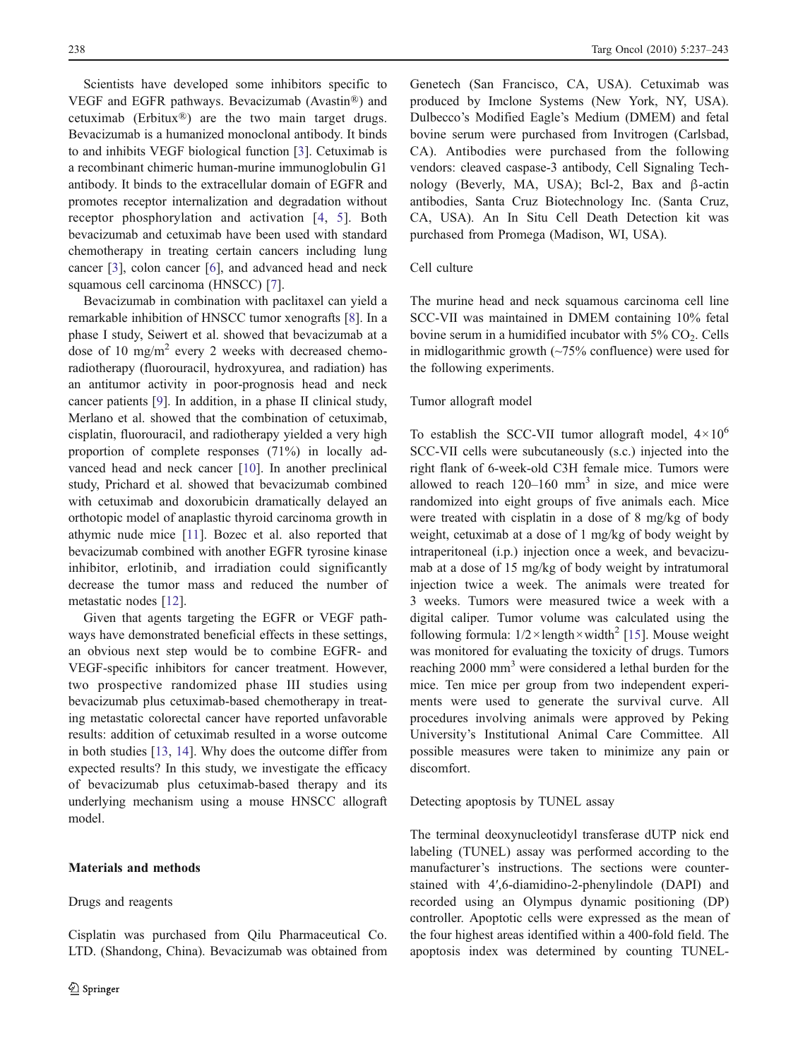Scientists have developed some inhibitors specific to VEGF and EGFR pathways. Bevacizumab (Avastin®) and cetuximab (Erbitux®) are the two main target drugs. Bevacizumab is a humanized monoclonal antibody. It binds to and inhibits VEGF biological function [3]. Cetuximab is a recombinant chimeric human-murine immunoglobulin G1 antibody. It binds to the extracellular domain of EGFR and promotes receptor internalization and degradation without receptor phosphorylation and activation [4, 5]. Both bevacizumab and cetuximab have been used with standard chemotherapy in treating certain cancers including lung cancer [3], colon cancer [6], and advanced head and neck squamous cell carcinoma (HNSCC) [7].

Bevacizumab in combination with paclitaxel can yield a remarkable inhibition of HNSCC tumor xenografts [8]. In a phase I study, Seiwert et al. showed that bevacizumab at a dose of 10 mg/m$^2$ every 2 weeks with decreased chemoradiotherapy (fluorouracil, hydroxyurea, and radiation) has an antitumor activity in poor-prognosis head and neck cancer patients [9]. In addition, in a phase II clinical study, Merlano et al. showed that the combination of cetuximab, cisplatin, fluorouracil, and radiotherapy yielded a very high proportion of complete responses (71%) in locally advanced head and neck cancer [10]. In another preclinical study, Prichard et al. showed that bevacizumab combined with cetuximab and doxorubicin dramatically delayed an orthotopic model of anaplastic thyroid carcinoma growth in athymic nude mice [11]. Bozec et al. also reported that bevacizumab combined with another EGFR tyrosine kinase inhibitor, erlotinib, and irradiation could significantly decrease the tumor mass and reduced the number of metastatic nodes [12].

Given that agents targeting the EGFR or VEGF pathways have demonstrated beneficial effects in these settings, an obvious next step would be to combine EGFR- and VEGF-specific inhibitors for cancer treatment. However, two prospective randomized phase III studies using bevacizumab plus cetuximab-based chemotherapy in treating metastatic colorectal cancer have reported unfavorable results: addition of cetuximab resulted in a worse outcome in both studies [13, 14]. Why does the outcome differ from expected results? In this study, we investigate the efficacy of bevacizumab plus cetuximab-based therapy and its underlying mechanism using a mouse HNSCC allograft model.

## Materials and methods

### Drugs and reagents

Cisplatin was purchased from Qilu Pharmaceutical Co. LTD. (Shandong, China). Bevacizumab was obtained from Genetech (San Francisco, CA, USA). Cetuximab was produced by Imclone Systems (New York, NY, USA). Dulbecco's Modified Eagle's Medium (DMEM) and fetal bovine serum were purchased from Invitrogen (Carlsbad, CA). Antibodies were purchased from the following vendors: cleaved caspase-3 antibody, Cell Signaling Technology (Beverly, MA, USA); Bcl-2, Bax and β-actin antibodies, Santa Cruz Biotechnology Inc. (Santa Cruz, CA, USA). An In Situ Cell Death Detection kit was purchased from Promega (Madison, WI, USA).

### Cell culture

The murine head and neck squamous carcinoma cell line SCC-VII was maintained in DMEM containing 10% fetal bovine serum in a humidified incubator with 5% $CO_2$. Cells in midlogarithmic growth (~75% confluence) were used for the following experiments.

### Tumor allograft model

To establish the SCC-VII tumor allograft model, $4\times10^6$ SCC-VII cells were subcutaneously (s.c.) injected into the right flank of 6-week-old C3H female mice. Tumors were allowed to reach 120–160 mm$^3$ in size, and mice were randomized into eight groups of five animals each. Mice were treated with cisplatin in a dose of 8 mg/kg of body weight, cetuximab at a dose of 1 mg/kg of body weight by intraperitoneal (i.p.) injection once a week, and bevacizumab at a dose of 15 mg/kg of body weight by intratumoral injection twice a week. The animals were treated for 3 weeks. Tumors were measured twice a week with a digital caliper. Tumor volume was calculated using the following formula: $1/2\times\text{length}\times\text{width}^2$ [15]. Mouse weight was monitored for evaluating the toxicity of drugs. Tumors reaching 2000 mm$^3$ were considered a lethal burden for the mice. Ten mice per group from two independent experiments were used to generate the survival curve. All procedures involving animals were approved by Peking University's Institutional Animal Care Committee. All possible measures were taken to minimize any pain or discomfort.

### Detecting apoptosis by TUNEL assay

The terminal deoxynucleotidyl transferase dUTP nick end labeling (TUNEL) assay was performed according to the manufacturer's instructions. The sections were counterstained with 4′,6-diamidino-2-phenylindole (DAPI) and recorded using an Olympus dynamic positioning (DP) controller. Apoptotic cells were expressed as the mean of the four highest areas identified within a 400-fold field. The apoptosis index was determined by counting TUNEL-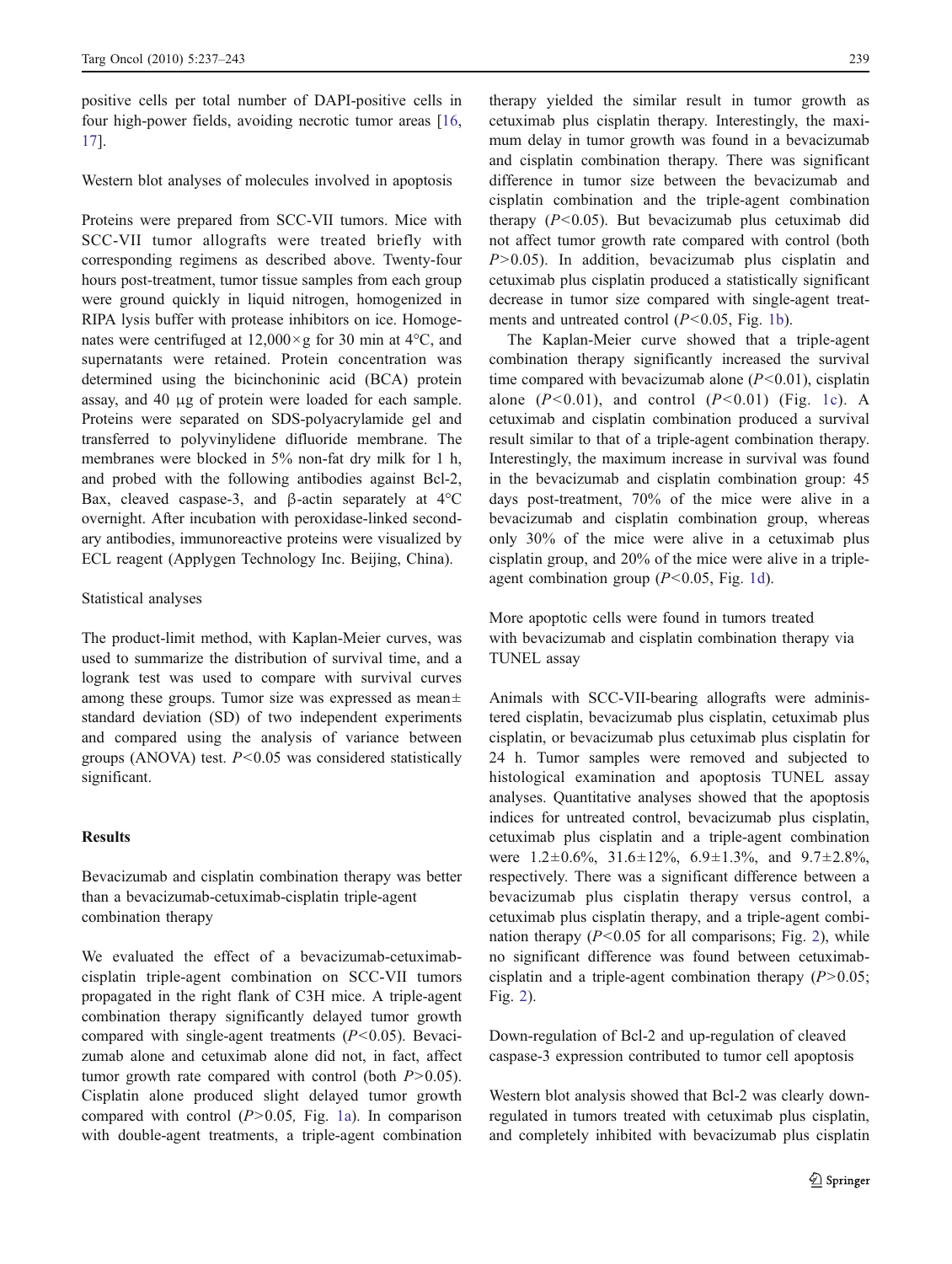positive cells per total number of DAPI-positive cells in four high-power fields, avoiding necrotic tumor areas [16, 17].

### Western blot analyses of molecules involved in apoptosis

Proteins were prepared from SCC-VII tumors. Mice with SCC-VII tumor allografts were treated briefly with corresponding regimens as described above. Twenty-four hours post-treatment, tumor tissue samples from each group were ground quickly in liquid nitrogen, homogenized in RIPA lysis buffer with protease inhibitors on ice. Homogenates were centrifuged at $12{,}000\times g$ for 30 min at 4°C, and supernatants were retained. Protein concentration was determined using the bicinchoninic acid (BCA) protein assay, and 40 μg of protein were loaded for each sample. Proteins were separated on SDS-polyacrylamide gel and transferred to polyvinylidene difluoride membrane. The membranes were blocked in 5% non-fat dry milk for 1 h, and probed with the following antibodies against Bcl-2, Bax, cleaved caspase-3, and β-actin separately at 4°C overnight. After incubation with peroxidase-linked secondary antibodies, immunoreactive proteins were visualized by ECL reagent (Applygen Technology Inc. Beijing, China).

### Statistical analyses

The product-limit method, with Kaplan-Meier curves, was used to summarize the distribution of survival time, and a logrank test was used to compare with survival curves among these groups. Tumor size was expressed as mean± standard deviation (SD) of two independent experiments and compared using the analysis of variance between groups (ANOVA) test. $P<0.05$ was considered statistically significant.

## Results

### Bevacizumab and cisplatin combination therapy was better than a bevacizumab-cetuximab-cisplatin triple-agent combination therapy

We evaluated the effect of a bevacizumab-cetuximab-cisplatin triple-agent combination on SCC-VII tumors propagated in the right flank of C3H mice. A triple-agent combination therapy significantly delayed tumor growth compared with single-agent treatments ($P<0.05$). Bevacizumab alone and cetuximab alone did not, in fact, affect tumor growth rate compared with control (both $P>0.05$). Cisplatin alone produced slight delayed tumor growth compared with control ($P>0.05$, Fig. 1a). In comparison with double-agent treatments, a triple-agent combination therapy yielded the similar result in tumor growth as cetuximab plus cisplatin therapy. Interestingly, the maximum delay in tumor growth was found in a bevacizumab and cisplatin combination therapy. There was significant difference in tumor size between the bevacizumab and cisplatin combination and the triple-agent combination therapy ($P<0.05$). But bevacizumab plus cetuximab did not affect tumor growth rate compared with control (both $P>0.05$). In addition, bevacizumab plus cisplatin and cetuximab plus cisplatin produced a statistically significant decrease in tumor size compared with single-agent treatments and untreated control ($P<0.05$, Fig. 1b).

The Kaplan-Meier curve showed that a triple-agent combination therapy significantly increased the survival time compared with bevacizumab alone ($P<0.01$), cisplatin alone ($P<0.01$), and control ($P<0.01$) (Fig. 1c). A cetuximab and cisplatin combination produced a survival result similar to that of a triple-agent combination therapy. Interestingly, the maximum increase in survival was found in the bevacizumab and cisplatin combination group: 45 days post-treatment, 70% of the mice were alive in a bevacizumab and cisplatin combination group, whereas only 30% of the mice were alive in a cetuximab plus cisplatin group, and 20% of the mice were alive in a triple-agent combination group ($P<0.05$, Fig. 1d).

### More apoptotic cells were found in tumors treated with bevacizumab and cisplatin combination therapy via TUNEL assay

Animals with SCC-VII-bearing allografts were administered cisplatin, bevacizumab plus cisplatin, cetuximab plus cisplatin, or bevacizumab plus cetuximab plus cisplatin for 24 h. Tumor samples were removed and subjected to histological examination and apoptosis TUNEL assay analyses. Quantitative analyses showed that the apoptosis indices for untreated control, bevacizumab plus cisplatin, cetuximab plus cisplatin and a triple-agent combination were 1.2±0.6%, 31.6±12%, 6.9±1.3%, and 9.7±2.8%, respectively. There was a significant difference between a bevacizumab plus cisplatin therapy versus control, a cetuximab plus cisplatin therapy, and a triple-agent combination therapy ($P<0.05$ for all comparisons; Fig. 2), while no significant difference was found between cetuximab-cisplatin and a triple-agent combination therapy ($P>0.05$; Fig. 2).

### Down-regulation of Bcl-2 and up-regulation of cleaved caspase-3 expression contributed to tumor cell apoptosis

Western blot analysis showed that Bcl-2 was clearly down-regulated in tumors treated with cetuximab plus cisplatin, and completely inhibited with bevacizumab plus cisplatin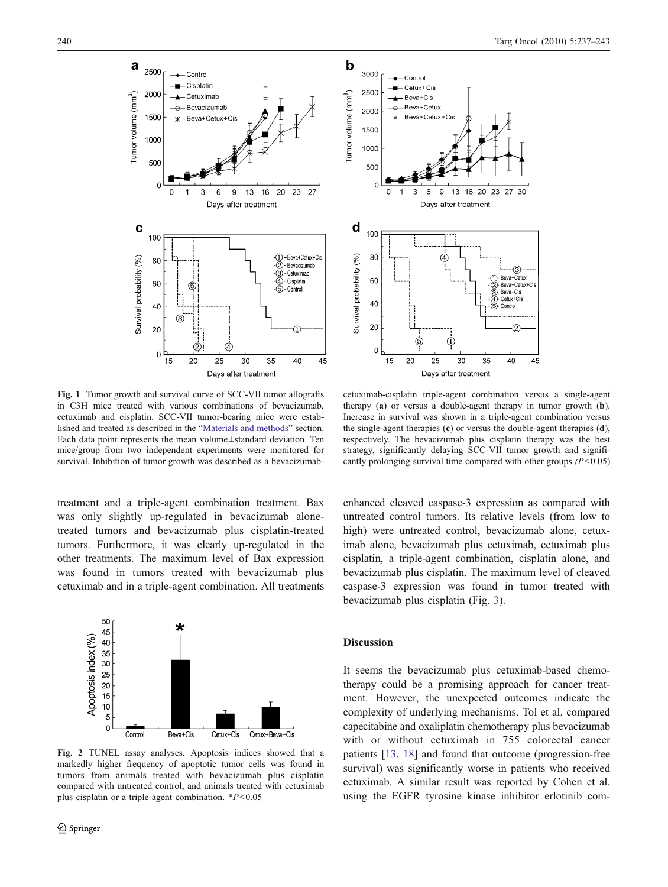**Fig. 1** Tumor growth and survival curve of SCC-VII tumor allografts in C3H mice treated with various combinations of bevacizumab, cetuximab and cisplatin. SCC-VII tumor-bearing mice were established and treated as described in the "Materials and methods" section. Each data point represents the mean volume±standard deviation. Ten mice/group from two independent experiments were monitored for survival. Inhibition of tumor growth was described as a bevacizumab-cetuximab-cisplatin triple-agent combination versus a single-agent therapy (**a**) or versus a double-agent therapy in tumor growth (**b**). Increase in survival was shown in a triple-agent combination versus the single-agent therapies (**c**) or versus the double-agent therapies (**d**), respectively. The bevacizumab plus cisplatin therapy was the best strategy, significantly delaying SCC-VII tumor growth and significantly prolonging survival time compared with other groups ($P<0.05$)

treatment and a triple-agent combination treatment. Bax was only slightly up-regulated in bevacizumab alone-treated tumors and bevacizumab plus cisplatin-treated tumors. Furthermore, it was clearly up-regulated in the other treatments. The maximum level of Bax expression was found in tumors treated with bevacizumab plus cetuximab and in a triple-agent combination. All treatments enhanced cleaved caspase-3 expression as compared with untreated control tumors. Its relative levels (from low to high) were untreated control, bevacizumab alone, cetuximab alone, bevacizumab plus cetuximab, cetuximab plus cisplatin, a triple-agent combination, cisplatin alone, and bevacizumab plus cisplatin. The maximum level of cleaved caspase-3 expression was found in tumor treated with bevacizumab plus cisplatin (Fig. 3).

**Fig. 2** TUNEL assay analyses. Apoptosis indices showed that a markedly higher frequency of apoptotic tumor cells was found in tumors from animals treated with bevacizumab plus cisplatin compared with untreated control, and animals treated with cetuximab plus cisplatin or a triple-agent combination. *$P<0.05$

## Discussion

It seems the bevacizumab plus cetuximab-based chemotherapy could be a promising approach for cancer treatment. However, the unexpected outcomes indicate the complexity of underlying mechanisms. Tol et al. compared capecitabine and oxaliplatin chemotherapy plus bevacizumab with or without cetuximab in 755 colorectal cancer patients [13, 18] and found that outcome (progression-free survival) was significantly worse in patients who received cetuximab. A similar result was reported by Cohen et al. using the EGFR tyrosine kinase inhibitor erlotinib com-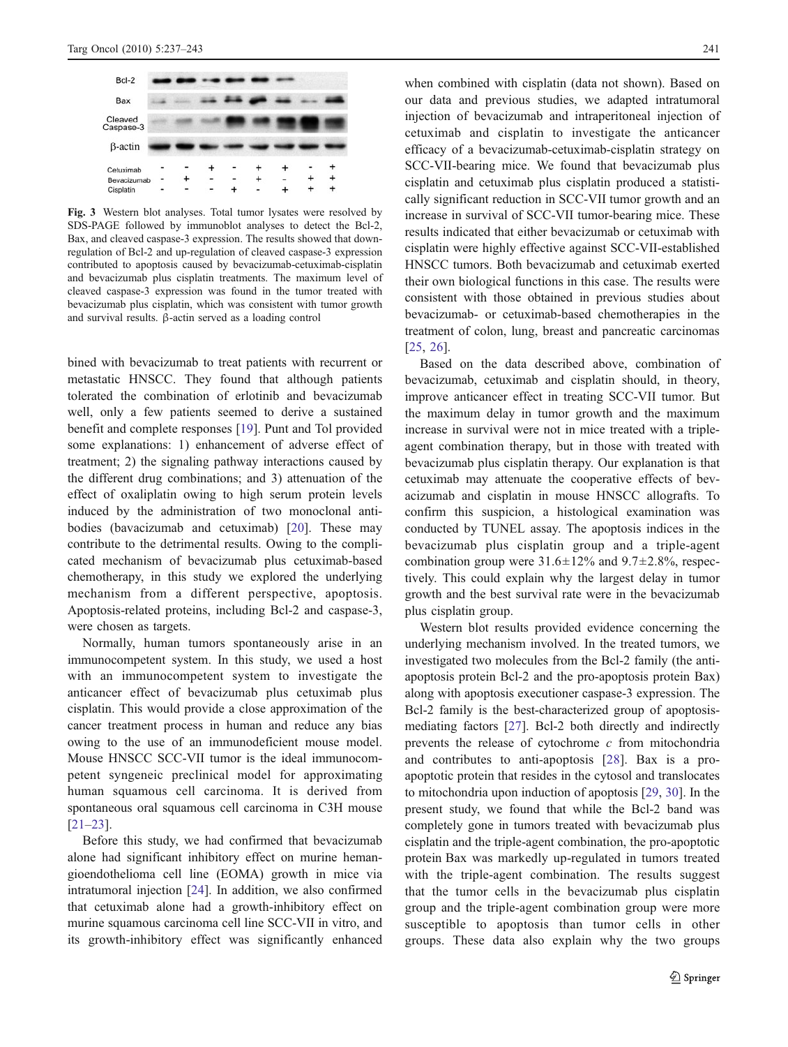Fig. 3 Western blot analyses. Total tumor lysates were resolved by SDS-PAGE followed by immunoblot analyses to detect the Bcl-2, Bax, and cleaved caspase-3 expression. The results showed that down-regulation of Bcl-2 and up-regulation of cleaved caspase-3 expression contributed to apoptosis caused by bevacizumab-cetuximab-cisplatin and bevacizumab plus cisplatin treatments. The maximum level of cleaved caspase-3 expression was found in the tumor treated with bevacizumab plus cisplatin, which was consistent with tumor growth and survival results. β-actin served as a loading control

bined with bevacizumab to treat patients with recurrent or metastatic HNSCC. They found that although patients tolerated the combination of erlotinib and bevacizumab well, only a few patients seemed to derive a sustained benefit and complete responses [19]. Punt and Tol provided some explanations: 1) enhancement of adverse effect of treatment; 2) the signaling pathway interactions caused by the different drug combinations; and 3) attenuation of the effect of oxaliplatin owing to high serum protein levels induced by the administration of two monoclonal antibodies (bavacizumab and cetuximab) [20]. These may contribute to the detrimental results. Owing to the complicated mechanism of bevacizumab plus cetuximab-based chemotherapy, in this study we explored the underlying mechanism from a different perspective, apoptosis. Apoptosis-related proteins, including Bcl-2 and caspase-3, were chosen as targets.

Normally, human tumors spontaneously arise in an immunocompetent system. In this study, we used a host with an immunocompetent system to investigate the anticancer effect of bevacizumab plus cetuximab plus cisplatin. This would provide a close approximation of the cancer treatment process in human and reduce any bias owing to the use of an immunodeficient mouse model. Mouse HNSCC SCC-VII tumor is the ideal immunocompetent syngeneic preclinical model for approximating human squamous cell carcinoma. It is derived from spontaneous oral squamous cell carcinoma in C3H mouse [21–23].

Before this study, we had confirmed that bevacizumab alone had significant inhibitory effect on murine hemangioendothelioma cell line (EOMA) growth in mice via intratumoral injection [24]. In addition, we also confirmed that cetuximab alone had a growth-inhibitory effect on murine squamous carcinoma cell line SCC-VII in vitro, and its growth-inhibitory effect was significantly enhanced when combined with cisplatin (data not shown). Based on our data and previous studies, we adapted intratumoral injection of bevacizumab and intraperitoneal injection of cetuximab and cisplatin to investigate the anticancer efficacy of a bevacizumab-cetuximab-cisplatin strategy on SCC-VII-bearing mice. We found that bevacizumab plus cisplatin and cetuximab plus cisplatin produced a statistically significant reduction in SCC-VII tumor growth and an increase in survival of SCC-VII tumor-bearing mice. These results indicated that either bevacizumab or cetuximab with cisplatin were highly effective against SCC-VII-established HNSCC tumors. Both bevacizumab and cetuximab exerted their own biological functions in this case. The results were consistent with those obtained in previous studies about bevacizumab- or cetuximab-based chemotherapies in the treatment of colon, lung, breast and pancreatic carcinomas [25, 26].

Based on the data described above, combination of bevacizumab, cetuximab and cisplatin should, in theory, improve anticancer effect in treating SCC-VII tumor. But the maximum delay in tumor growth and the maximum increase in survival were not in mice treated with a triple-agent combination therapy, but in those with treated with bevacizumab plus cisplatin therapy. Our explanation is that cetuximab may attenuate the cooperative effects of bevacizumab and cisplatin in mouse HNSCC allografts. To confirm this suspicion, a histological examination was conducted by TUNEL assay. The apoptosis indices in the bevacizumab plus cisplatin group and a triple-agent combination group were 31.6±12% and 9.7±2.8%, respectively. This could explain why the largest delay in tumor growth and the best survival rate were in the bevacizumab plus cisplatin group.

Western blot results provided evidence concerning the underlying mechanism involved. In the treated tumors, we investigated two molecules from the Bcl-2 family (the anti-apoptosis protein Bcl-2 and the pro-apoptosis protein Bax) along with apoptosis executioner caspase-3 expression. The Bcl-2 family is the best-characterized group of apoptosis-mediating factors [27]. Bcl-2 both directly and indirectly prevents the release of cytochrome *c* from mitochondria and contributes to anti-apoptosis [28]. Bax is a pro-apoptotic protein that resides in the cytosol and translocates to mitochondria upon induction of apoptosis [29, 30]. In the present study, we found that while the Bcl-2 band was completely gone in tumors treated with bevacizumab plus cisplatin and the triple-agent combination, the pro-apoptotic protein Bax was markedly up-regulated in tumors treated with the triple-agent combination. The results suggest that the tumor cells in the bevacizumab plus cisplatin group and the triple-agent combination group were more susceptible to apoptosis than tumor cells in other groups. These data also explain why the two groups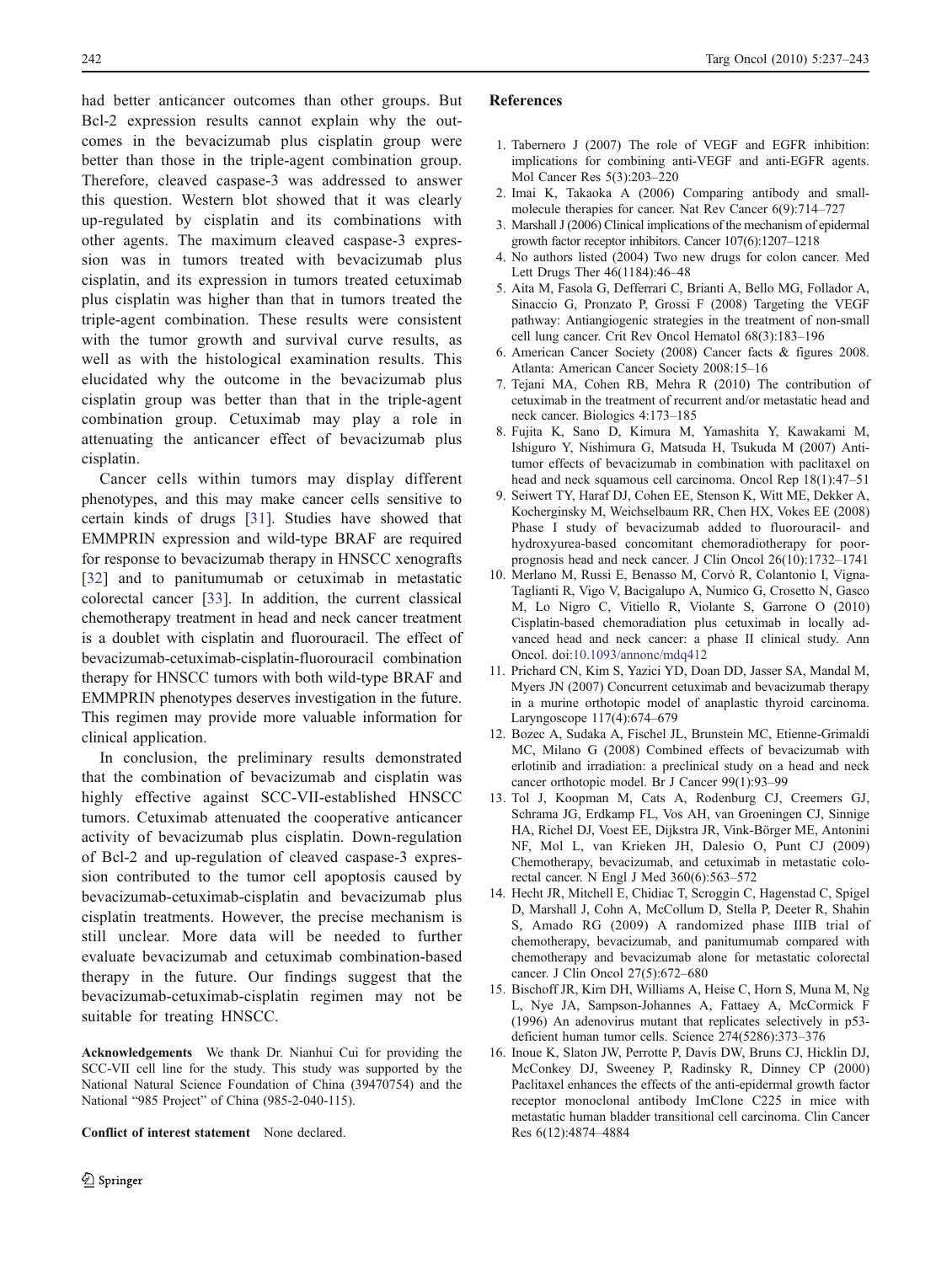had better anticancer outcomes than other groups. But Bcl-2 expression results cannot explain why the outcomes in the bevacizumab plus cisplatin group were better than those in the triple-agent combination group. Therefore, cleaved caspase-3 was addressed to answer this question. Western blot showed that it was clearly up-regulated by cisplatin and its combinations with other agents. The maximum cleaved caspase-3 expression was in tumors treated with bevacizumab plus cisplatin, and its expression in tumors treated cetuximab plus cisplatin was higher than that in tumors treated the triple-agent combination. These results were consistent with the tumor growth and survival curve results, as well as with the histological examination results. This elucidated why the outcome in the bevacizumab plus cisplatin group was better than that in the triple-agent combination group. Cetuximab may play a role in attenuating the anticancer effect of bevacizumab plus cisplatin.

Cancer cells within tumors may display different phenotypes, and this may make cancer cells sensitive to certain kinds of drugs [31]. Studies have showed that EMMPRIN expression and wild-type BRAF are required for response to bevacizumab therapy in HNSCC xenografts [32] and to panitumumab or cetuximab in metastatic colorectal cancer [33]. In addition, the current classical chemotherapy treatment in head and neck cancer treatment is a doublet with cisplatin and fluorouracil. The effect of bevacizumab-cetuximab-cisplatin-fluorouracil combination therapy for HNSCC tumors with both wild-type BRAF and EMMPRIN phenotypes deserves investigation in the future. This regimen may provide more valuable information for clinical application.

In conclusion, the preliminary results demonstrated that the combination of bevacizumab and cisplatin was highly effective against SCC-VII-established HNSCC tumors. Cetuximab attenuated the cooperative anticancer activity of bevacizumab plus cisplatin. Down-regulation of Bcl-2 and up-regulation of cleaved caspase-3 expression contributed to the tumor cell apoptosis caused by bevacizumab-cetuximab-cisplatin and bevacizumab plus cisplatin treatments. However, the precise mechanism is still unclear. More data will be needed to further evaluate bevacizumab and cetuximab combination-based therapy in the future. Our findings suggest that the bevacizumab-cetuximab-cisplatin regimen may not be suitable for treating HNSCC.

**Acknowledgements** We thank Dr. Nianhui Cui for providing the SCC-VII cell line for the study. This study was supported by the National Natural Science Foundation of China (39470754) and the National "985 Project" of China (985-2-040-115).

**Conflict of interest statement** None declared.

## References

1. Tabernero J (2007) The role of VEGF and EGFR inhibition: implications for combining anti-VEGF and anti-EGFR agents. Mol Cancer Res 5(3):203–220
2. Imai K, Takaoka A (2006) Comparing antibody and small-molecule therapies for cancer. Nat Rev Cancer 6(9):714–727
3. Marshall J (2006) Clinical implications of the mechanism of epidermal growth factor receptor inhibitors. Cancer 107(6):1207–1218
4. No authors listed (2004) Two new drugs for colon cancer. Med Lett Drugs Ther 46(1184):46–48
5. Aita M, Fasola G, Defferrari C, Brianti A, Bello MG, Follador A, Sinaccio G, Pronzato P, Grossi F (2008) Targeting the VEGF pathway: Antiangiogenic strategies in the treatment of non-small cell lung cancer. Crit Rev Oncol Hematol 68(3):183–196
6. American Cancer Society (2008) Cancer facts & figures 2008. Atlanta: American Cancer Society 2008:15–16
7. Tejani MA, Cohen RB, Mehra R (2010) The contribution of cetuximab in the treatment of recurrent and/or metastatic head and neck cancer. Biologics 4:173–185
8. Fujita K, Sano D, Kimura M, Yamashita Y, Kawakami M, Ishiguro Y, Nishimura G, Matsuda H, Tsukuda M (2007) Anti-tumor effects of bevacizumab in combination with paclitaxel on head and neck squamous cell carcinoma. Oncol Rep 18(1):47–51
9. Seiwert TY, Haraf DJ, Cohen EE, Stenson K, Witt ME, Dekker A, Kocherginsky M, Weichselbaum RR, Chen HX, Vokes EE (2008) Phase I study of bevacizumab added to fluorouracil- and hydroxyurea-based concomitant chemoradiotherapy for poor-prognosis head and neck cancer. J Clin Oncol 26(10):1732–1741
10. Merlano M, Russi E, Benasso M, Corvò R, Colantonio I, Vigna-Taglianti R, Vigo V, Bacigalupo A, Numico G, Crosetto N, Gasco M, Lo Nigro C, Vitiello R, Violante S, Garrone O (2010) Cisplatin-based chemoradiation plus cetuximab in locally advanced head and neck cancer: a phase II clinical study. Ann Oncol. doi:10.1093/annonc/mdq412
11. Prichard CN, Kim S, Yazici YD, Doan DD, Jasser SA, Mandal M, Myers JN (2007) Concurrent cetuximab and bevacizumab therapy in a murine orthotopic model of anaplastic thyroid carcinoma. Laryngoscope 117(4):674–679
12. Bozec A, Sudaka A, Fischel JL, Brunstein MC, Etienne-Grimaldi MC, Milano G (2008) Combined effects of bevacizumab with erlotinib and irradiation: a preclinical study on a head and neck cancer orthotopic model. Br J Cancer 99(1):93–99
13. Tol J, Koopman M, Cats A, Rodenburg CJ, Creemers GJ, Schrama JG, Erdkamp FL, Vos AH, van Groeningen CJ, Sinnige HA, Richel DJ, Voest EE, Dijkstra JR, Vink-Börger ME, Antonini NF, Mol L, van Krieken JH, Dalesio O, Punt CJ (2009) Chemotherapy, bevacizumab, and cetuximab in metastatic colorectal cancer. N Engl J Med 360(6):563–572
14. Hecht JR, Mitchell E, Chidiac T, Scroggin C, Hagenstad C, Spigel D, Marshall J, Cohn A, McCollum D, Stella P, Deeter R, Shahin S, Amado RG (2009) A randomized phase IIIB trial of chemotherapy, bevacizumab, and panitumumab compared with chemotherapy and bevacizumab alone for metastatic colorectal cancer. J Clin Oncol 27(5):672–680
15. Bischoff JR, Kirn DH, Williams A, Heise C, Horn S, Muna M, Ng L, Nye JA, Sampson-Johannes A, Fattaey A, McCormick F (1996) An adenovirus mutant that replicates selectively in p53-deficient human tumor cells. Science 274(5286):373–376
16. Inoue K, Slaton JW, Perrotte P, Davis DW, Bruns CJ, Hicklin DJ, McConkey DJ, Sweeney P, Radinsky R, Dinney CP (2000) Paclitaxel enhances the effects of the anti-epidermal growth factor receptor monoclonal antibody ImClone C225 in mice with metastatic human bladder transitional cell carcinoma. Clin Cancer Res 6(12):4874–4884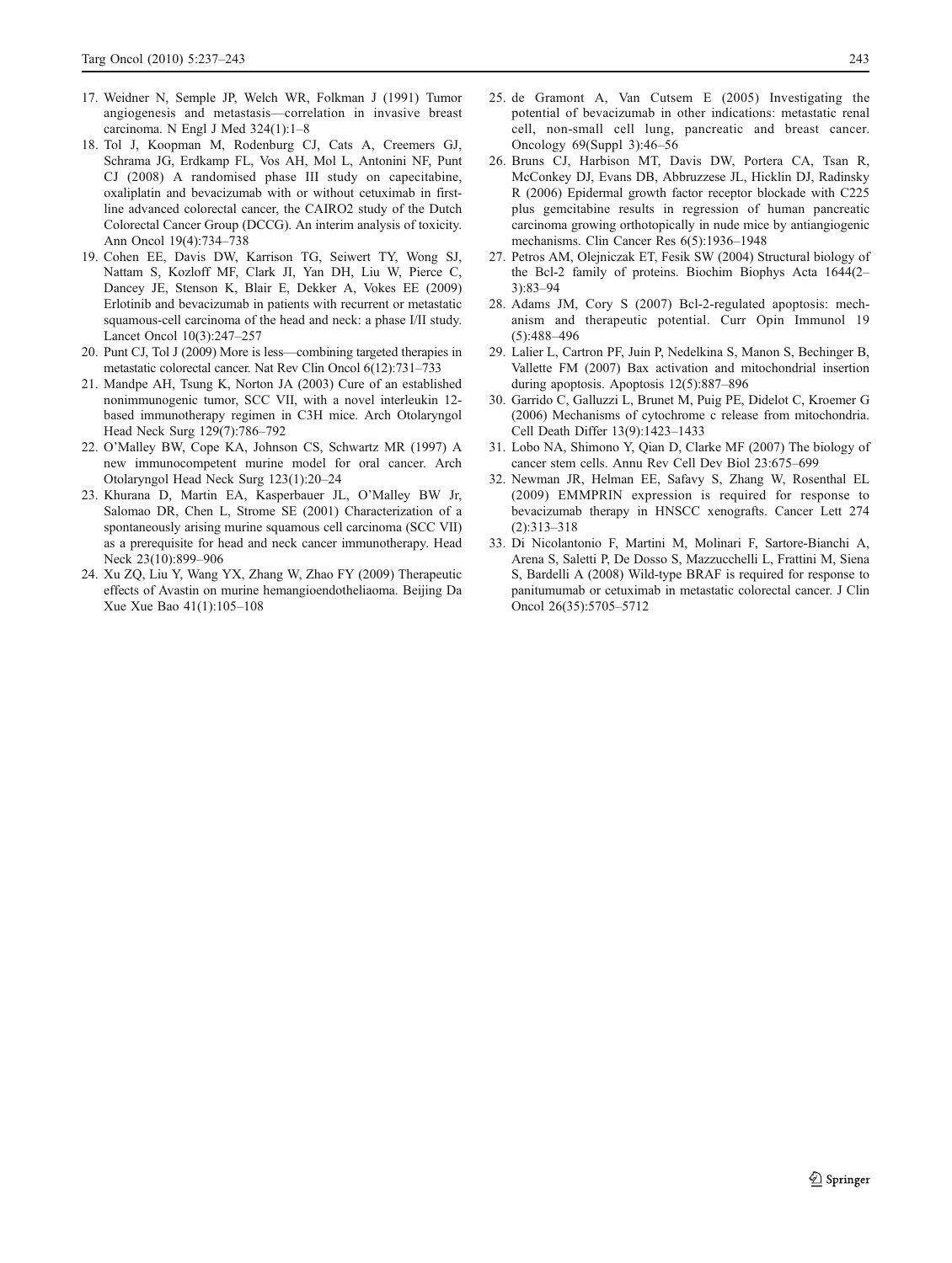17. Weidner N, Semple JP, Welch WR, Folkman J (1991) Tumor angiogenesis and metastasis—correlation in invasive breast carcinoma. N Engl J Med 324(1):1–8
18. Tol J, Koopman M, Rodenburg CJ, Cats A, Creemers GJ, Schrama JG, Erdkamp FL, Vos AH, Mol L, Antonini NF, Punt CJ (2008) A randomised phase III study on capecitabine, oxaliplatin and bevacizumab with or without cetuximab in first-line advanced colorectal cancer, the CAIRO2 study of the Dutch Colorectal Cancer Group (DCCG). An interim analysis of toxicity. Ann Oncol 19(4):734–738
19. Cohen EE, Davis DW, Karrison TG, Seiwert TY, Wong SJ, Nattam S, Kozloff MF, Clark JI, Yan DH, Liu W, Pierce C, Dancey JE, Stenson K, Blair E, Dekker A, Vokes EE (2009) Erlotinib and bevacizumab in patients with recurrent or metastatic squamous-cell carcinoma of the head and neck: a phase I/II study. Lancet Oncol 10(3):247–257
20. Punt CJ, Tol J (2009) More is less—combining targeted therapies in metastatic colorectal cancer. Nat Rev Clin Oncol 6(12):731–733
21. Mandpe AH, Tsung K, Norton JA (2003) Cure of an established nonimmunogenic tumor, SCC VII, with a novel interleukin 12-based immunotherapy regimen in C3H mice. Arch Otolaryngol Head Neck Surg 129(7):786–792
22. O'Malley BW, Cope KA, Johnson CS, Schwartz MR (1997) A new immunocompetent murine model for oral cancer. Arch Otolaryngol Head Neck Surg 123(1):20–24
23. Khurana D, Martin EA, Kasperbauer JL, O'Malley BW Jr, Salomao DR, Chen L, Strome SE (2001) Characterization of a spontaneously arising murine squamous cell carcinoma (SCC VII) as a prerequisite for head and neck cancer immunotherapy. Head Neck 23(10):899–906
24. Xu ZQ, Liu Y, Wang YX, Zhang W, Zhao FY (2009) Therapeutic effects of Avastin on murine hemangioendotheliaoma. Beijing Da Xue Xue Bao 41(1):105–108
25. de Gramont A, Van Cutsem E (2005) Investigating the potential of bevacizumab in other indications: metastatic renal cell, non-small cell lung, pancreatic and breast cancer. Oncology 69(Suppl 3):46–56
26. Bruns CJ, Harbison MT, Davis DW, Portera CA, Tsan R, McConkey DJ, Evans DB, Abbruzzese JL, Hicklin DJ, Radinsky R (2006) Epidermal growth factor receptor blockade with C225 plus gemcitabine results in regression of human pancreatic carcinoma growing orthotopically in nude mice by antiangiogenic mechanisms. Clin Cancer Res 6(5):1936–1948
27. Petros AM, Olejniczak ET, Fesik SW (2004) Structural biology of the Bcl-2 family of proteins. Biochim Biophys Acta 1644(2–3):83–94
28. Adams JM, Cory S (2007) Bcl-2-regulated apoptosis: mechanism and therapeutic potential. Curr Opin Immunol 19 (5):488–496
29. Lalier L, Cartron PF, Juin P, Nedelkina S, Manon S, Bechinger B, Vallette FM (2007) Bax activation and mitochondrial insertion during apoptosis. Apoptosis 12(5):887–896
30. Garrido C, Galluzzi L, Brunet M, Puig PE, Didelot C, Kroemer G (2006) Mechanisms of cytochrome c release from mitochondria. Cell Death Differ 13(9):1423–1433
31. Lobo NA, Shimono Y, Qian D, Clarke MF (2007) The biology of cancer stem cells. Annu Rev Cell Dev Biol 23:675–699
32. Newman JR, Helman EE, Safavy S, Zhang W, Rosenthal EL (2009) EMMPRIN expression is required for response to bevacizumab therapy in HNSCC xenografts. Cancer Lett 274 (2):313–318
33. Di Nicolantonio F, Martini M, Molinari F, Sartore-Bianchi A, Arena S, Saletti P, De Dosso S, Mazzucchelli L, Frattini M, Siena S, Bardelli A (2008) Wild-type BRAF is required for response to panitumumab or cetuximab in metastatic colorectal cancer. J Clin Oncol 26(35):5705–5712